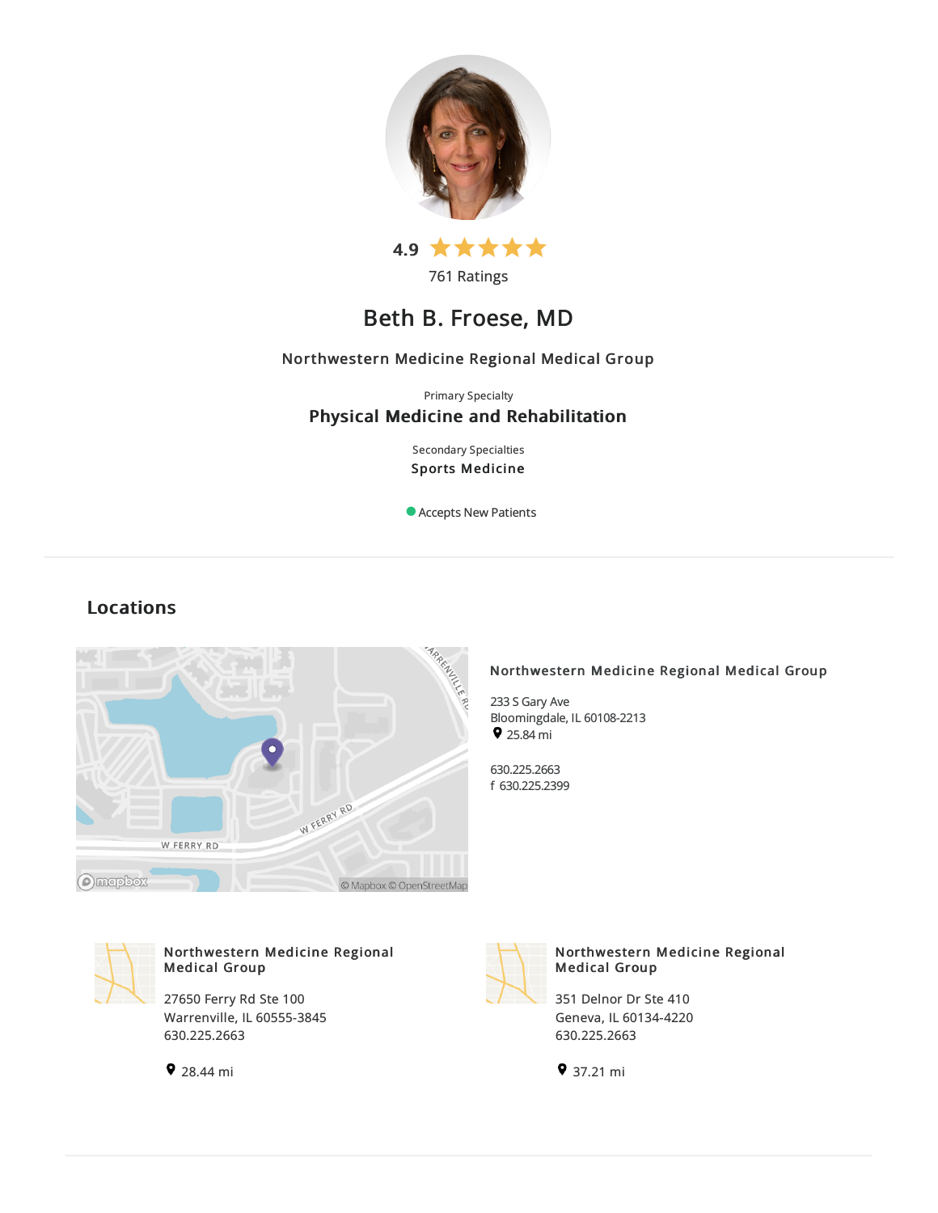4.9 ★★★★★

761 Ratings

# Beth B. Froese, MD

Northwestern Medicine Regional Medical Group

Primary Specialty

**Physical Medicine and Rehabilitation**

Secondary Specialties

**Sports Medicine**

Accepts New Patients

## Locations

**Northwestern Medicine Regional Medical Group**

233 S Gary Ave
Bloomingdale, IL 60108-2213
25.84 mi

630.225.2663
f 630.225.2399

**Northwestern Medicine Regional Medical Group**

27650 Ferry Rd Ste 100
Warrenville, IL 60555-3845
630.225.2663

28.44 mi

**Northwestern Medicine Regional Medical Group**

351 Delnor Dr Ste 410
Geneva, IL 60134-4220
630.225.2663

37.21 mi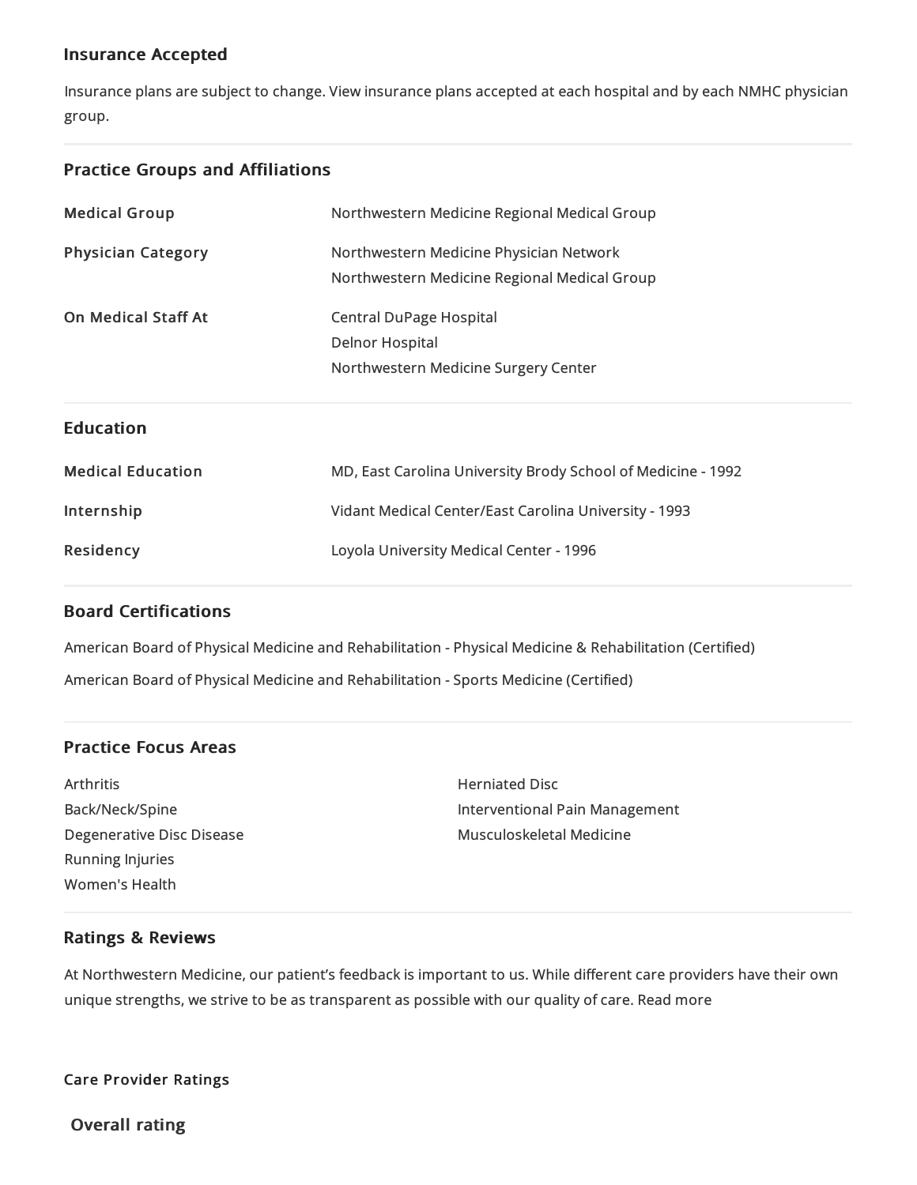## Insurance Accepted

Insurance plans are subject to change. View insurance plans accepted at each hospital and by each NMHC physician group.

## Practice Groups and Affiliations

| | |
|---|---|
| **Medical Group** | Northwestern Medicine Regional Medical Group |
| **Physician Category** | Northwestern Medicine Physician Network<br>Northwestern Medicine Regional Medical Group |
| **On Medical Staff At** | Central DuPage Hospital<br>Delnor Hospital<br>Northwestern Medicine Surgery Center |

## Education

| | |
|---|---|
| **Medical Education** | MD, East Carolina University Brody School of Medicine - 1992 |
| **Internship** | Vidant Medical Center/East Carolina University - 1993 |
| **Residency** | Loyola University Medical Center - 1996 |

## Board Certifications

American Board of Physical Medicine and Rehabilitation - Physical Medicine & Rehabilitation (Certified)

American Board of Physical Medicine and Rehabilitation - Sports Medicine (Certified)

## Practice Focus Areas

- Arthritis
- Back/Neck/Spine
- Degenerative Disc Disease
- Running Injuries
- Women's Health
- Herniated Disc
- Interventional Pain Management
- Musculoskeletal Medicine

## Ratings & Reviews

At Northwestern Medicine, our patient's feedback is important to us. While different care providers have their own unique strengths, we strive to be as transparent as possible with our quality of care. Read more

#### Care Provider Ratings

### Overall rating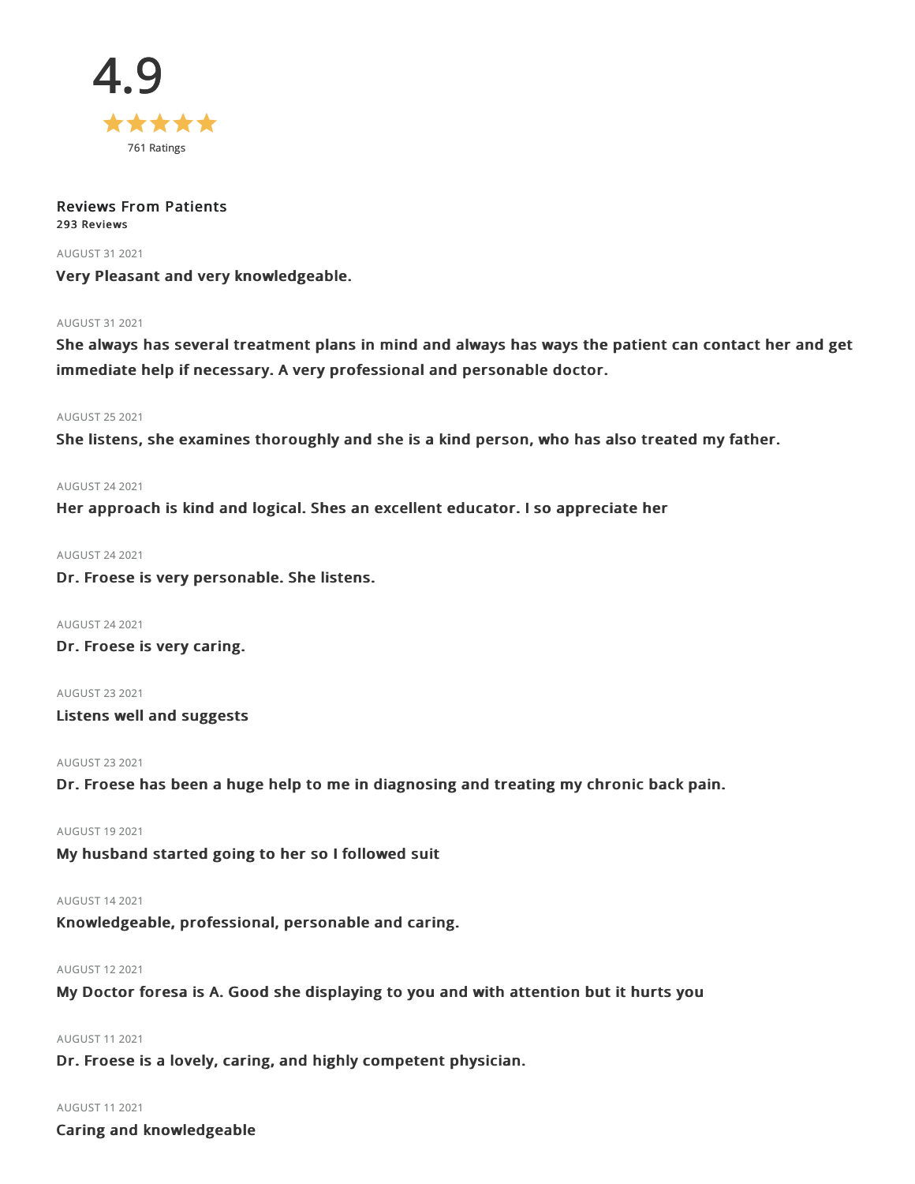# 4.9

★★★★★

761 Ratings

## Reviews From Patients

**293 Reviews**

AUGUST 31 2021

**Very Pleasant and very knowledgeable.**

AUGUST 31 2021

**She always has several treatment plans in mind and always has ways the patient can contact her and get immediate help if necessary. A very professional and personable doctor.**

AUGUST 25 2021

**She listens, she examines thoroughly and she is a kind person, who has also treated my father.**

AUGUST 24 2021

**Her approach is kind and logical. Shes an excellent educator. I so appreciate her**

AUGUST 24 2021

**Dr. Froese is very personable. She listens.**

AUGUST 24 2021

**Dr. Froese is very caring.**

AUGUST 23 2021

**Listens well and suggests**

AUGUST 23 2021

**Dr. Froese has been a huge help to me in diagnosing and treating my chronic back pain.**

AUGUST 19 2021

**My husband started going to her so I followed suit**

AUGUST 14 2021

**Knowledgeable, professional, personable and caring.**

AUGUST 12 2021

**My Doctor foresa is A. Good she displaying to you and with attention but it hurts you**

AUGUST 11 2021

**Dr. Froese is a lovely, caring, and highly competent physician.**

AUGUST 11 2021

**Caring and knowledgeable**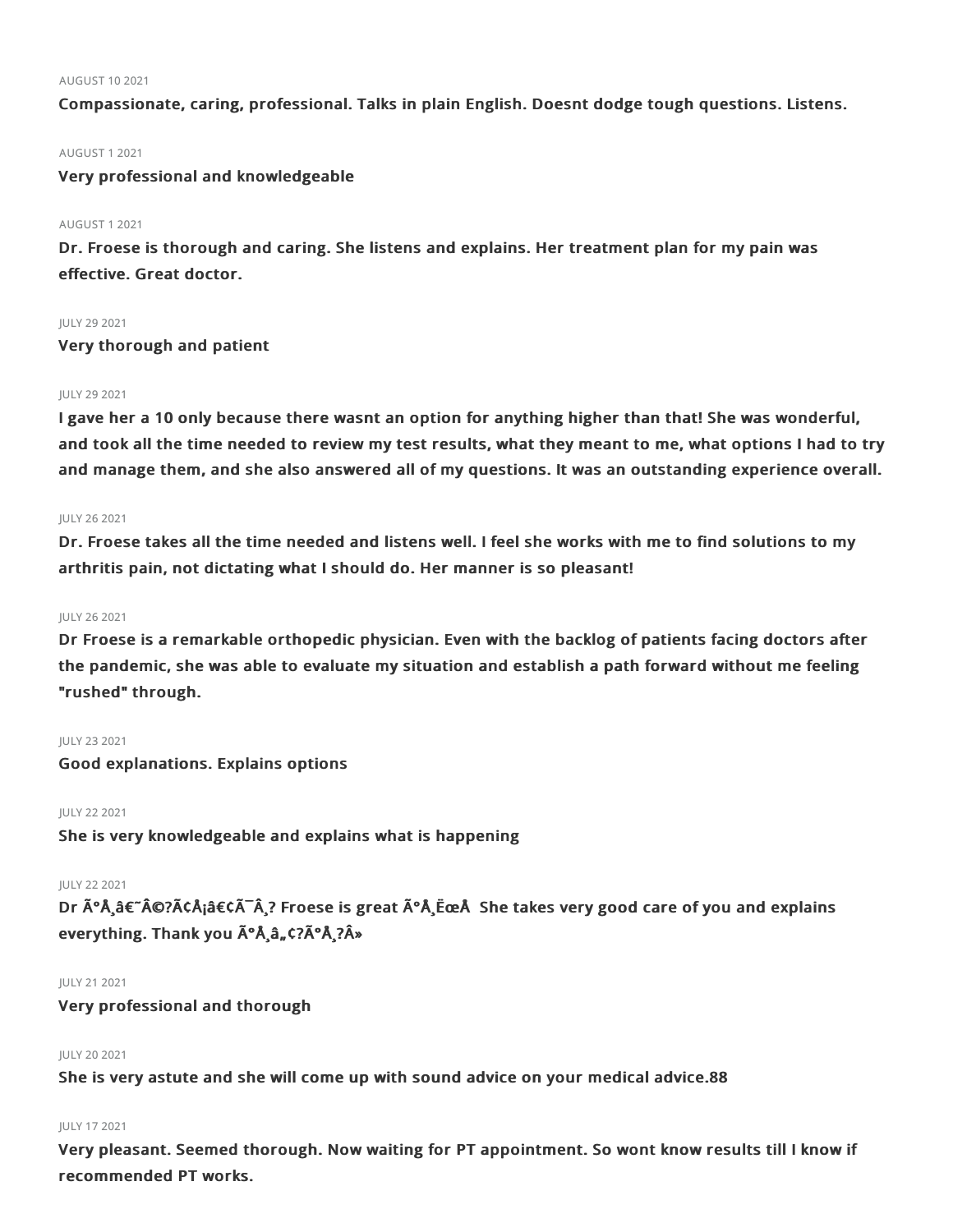AUGUST 10 2021

**Compassionate, caring, professional. Talks in plain English. Doesnt dodge tough questions. Listens.**

AUGUST 1 2021

**Very professional and knowledgeable**

AUGUST 1 2021

**Dr. Froese is thorough and caring. She listens and explains. Her treatment plan for my pain was effective. Great doctor.**

JULY 29 2021

**Very thorough and patient**

JULY 29 2021

**I gave her a 10 only because there wasnt an option for anything higher than that! She was wonderful, and took all the time needed to review my test results, what they meant to me, what options I had to try and manage them, and she also answered all of my questions. It was an outstanding experience overall.**

JULY 26 2021

**Dr. Froese takes all the time needed and listens well. I feel she works with me to find solutions to my arthritis pain, not dictating what I should do. Her manner is so pleasant!**

JULY 26 2021

**Dr Froese is a remarkable orthopedic physician. Even with the backlog of patients facing doctors after the pandemic, she was able to evaluate my situation and establish a path forward without me feeling "rushed" through.**

JULY 23 2021

**Good explanations. Explains options**

JULY 22 2021

**She is very knowledgeable and explains what is happening**

JULY 22 2021

**Dr Ã°Å¸â€˜Â©?Ã¢Å¡â€¢Ã¯Â¸? Froese is great Ã°Å¸ËœÅ  She takes very good care of you and explains everything. Thank you Ã°Å¸â„¢?Ã°Å¸?Â»**

JULY 21 2021

**Very professional and thorough**

JULY 20 2021

**She is very astute and she will come up with sound advice on your medical advice.88**

JULY 17 2021

**Very pleasant. Seemed thorough. Now waiting for PT appointment. So wont know results till I know if recommended PT works.**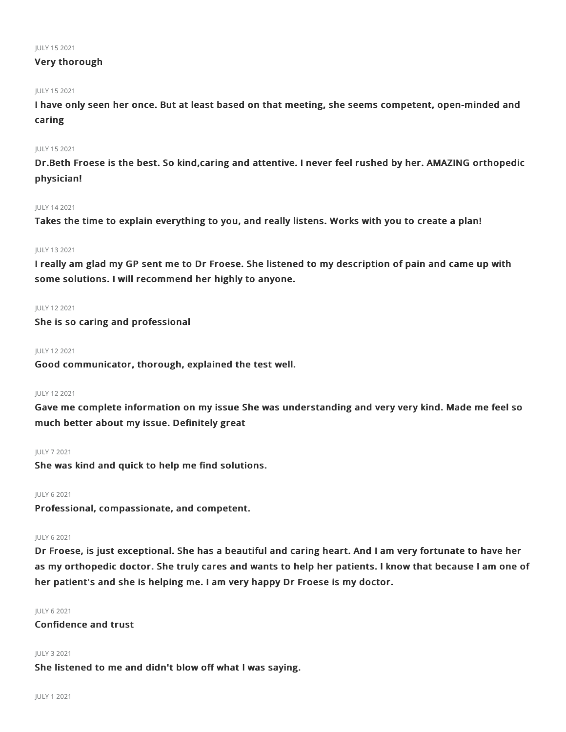JULY 15 2021

**Very thorough**

JULY 15 2021

**I have only seen her once. But at least based on that meeting, she seems competent, open-minded and caring**

JULY 15 2021

**Dr.Beth Froese is the best. So kind,caring and attentive. I never feel rushed by her. AMAZING orthopedic physician!**

JULY 14 2021

**Takes the time to explain everything to you, and really listens. Works with you to create a plan!**

JULY 13 2021

**I really am glad my GP sent me to Dr Froese. She listened to my description of pain and came up with some solutions. I will recommend her highly to anyone.**

JULY 12 2021

**She is so caring and professional**

JULY 12 2021

**Good communicator, thorough, explained the test well.**

JULY 12 2021

**Gave me complete information on my issue She was understanding and very very kind. Made me feel so much better about my issue. Definitely great**

JULY 7 2021

**She was kind and quick to help me find solutions.**

JULY 6 2021

**Professional, compassionate, and competent.**

JULY 6 2021

**Dr Froese, is just exceptional. She has a beautiful and caring heart. And I am very fortunate to have her as my orthopedic doctor. She truly cares and wants to help her patients. I know that because I am one of her patient's and she is helping me. I am very happy Dr Froese is my doctor.**

JULY 6 2021

**Confidence and trust**

JULY 3 2021

**She listened to me and didn't blow off what I was saying.**

JULY 1 2021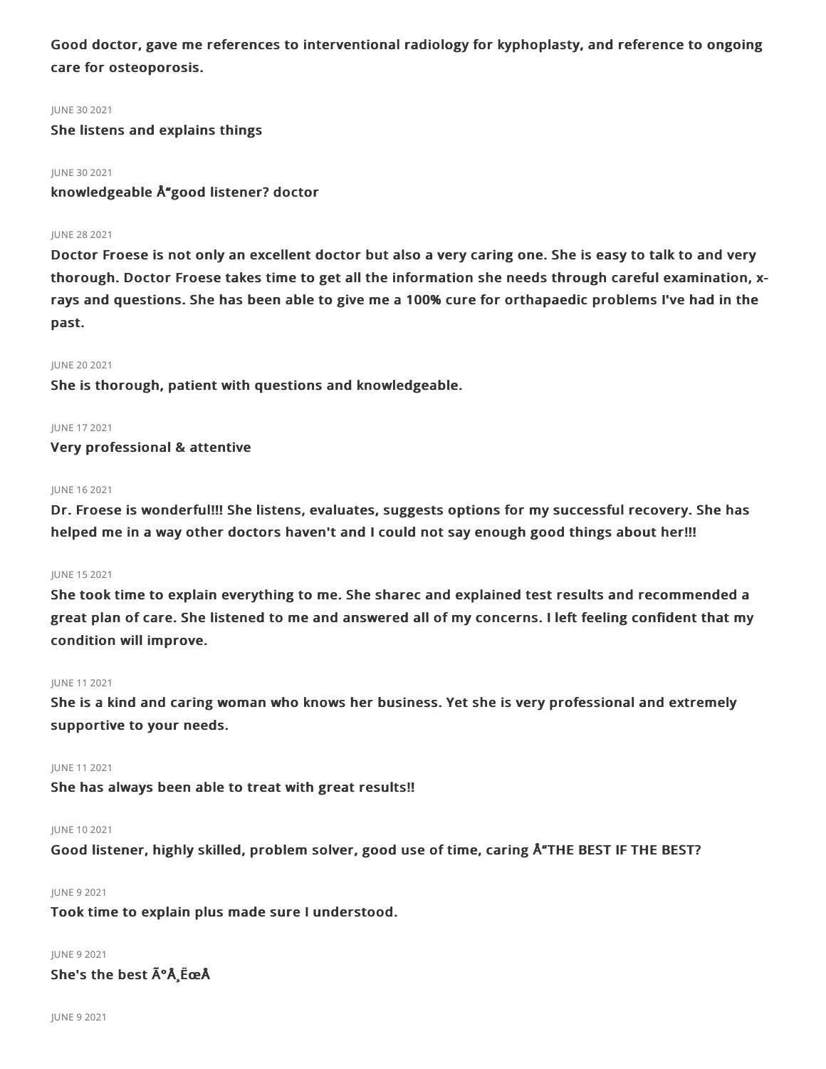**Good doctor, gave me references to interventional radiology for kyphoplasty, and reference to ongoing care for osteoporosis.**

JUNE 30 2021

**She listens and explains things**

JUNE 30 2021

**knowledgeable Å"good listener? doctor**

JUNE 28 2021

**Doctor Froese is not only an excellent doctor but also a very caring one. She is easy to talk to and very thorough. Doctor Froese takes time to get all the information she needs through careful examination, x-rays and questions. She has been able to give me a 100% cure for orthapaedic problems I've had in the past.**

JUNE 20 2021

**She is thorough, patient with questions and knowledgeable.**

JUNE 17 2021

**Very professional & attentive**

JUNE 16 2021

**Dr. Froese is wonderful!!! She listens, evaluates, suggests options for my successful recovery. She has helped me in a way other doctors haven't and I could not say enough good things about her!!!**

JUNE 15 2021

**She took time to explain everything to me. She sharec and explained test results and recommended a great plan of care. She listened to me and answered all of my concerns. I left feeling confident that my condition will improve.**

JUNE 11 2021

**She is a kind and caring woman who knows her business. Yet she is very professional and extremely supportive to your needs.**

JUNE 11 2021

**She has always been able to treat with great results!!**

JUNE 10 2021

**Good listener, highly skilled, problem solver, good use of time, caring Å"THE BEST IF THE BEST?**

JUNE 9 2021

**Took time to explain plus made sure I understood.**

JUNE 9 2021

**She's the best Ã°Å¸ËœÅ**

JUNE 9 2021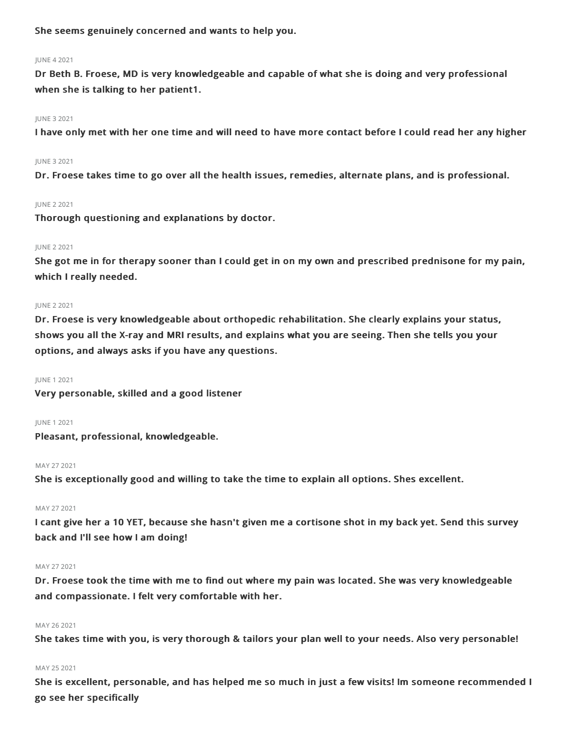**She seems genuinely concerned and wants to help you.**

JUNE 4 2021

**Dr Beth B. Froese, MD is very knowledgeable and capable of what she is doing and very professional when she is talking to her patient1.**

JUNE 3 2021

**I have only met with her one time and will need to have more contact before I could read her any higher**

JUNE 3 2021

**Dr. Froese takes time to go over all the health issues, remedies, alternate plans, and is professional.**

JUNE 2 2021

**Thorough questioning and explanations by doctor.**

JUNE 2 2021

**She got me in for therapy sooner than I could get in on my own and prescribed prednisone for my pain, which I really needed.**

JUNE 2 2021

**Dr. Froese is very knowledgeable about orthopedic rehabilitation. She clearly explains your status, shows you all the X-ray and MRI results, and explains what you are seeing. Then she tells you your options, and always asks if you have any questions.**

JUNE 1 2021

**Very personable, skilled and a good listener**

JUNE 1 2021

**Pleasant, professional, knowledgeable.**

MAY 27 2021

**She is exceptionally good and willing to take the time to explain all options. Shes excellent.**

MAY 27 2021

**I cant give her a 10 YET, because she hasn't given me a cortisone shot in my back yet. Send this survey back and I'll see how I am doing!**

MAY 27 2021

**Dr. Froese took the time with me to find out where my pain was located. She was very knowledgeable and compassionate. I felt very comfortable with her.**

MAY 26 2021

**She takes time with you, is very thorough & tailors your plan well to your needs. Also very personable!**

MAY 25 2021

**She is excellent, personable, and has helped me so much in just a few visits! Im someone recommended I go see her specifically**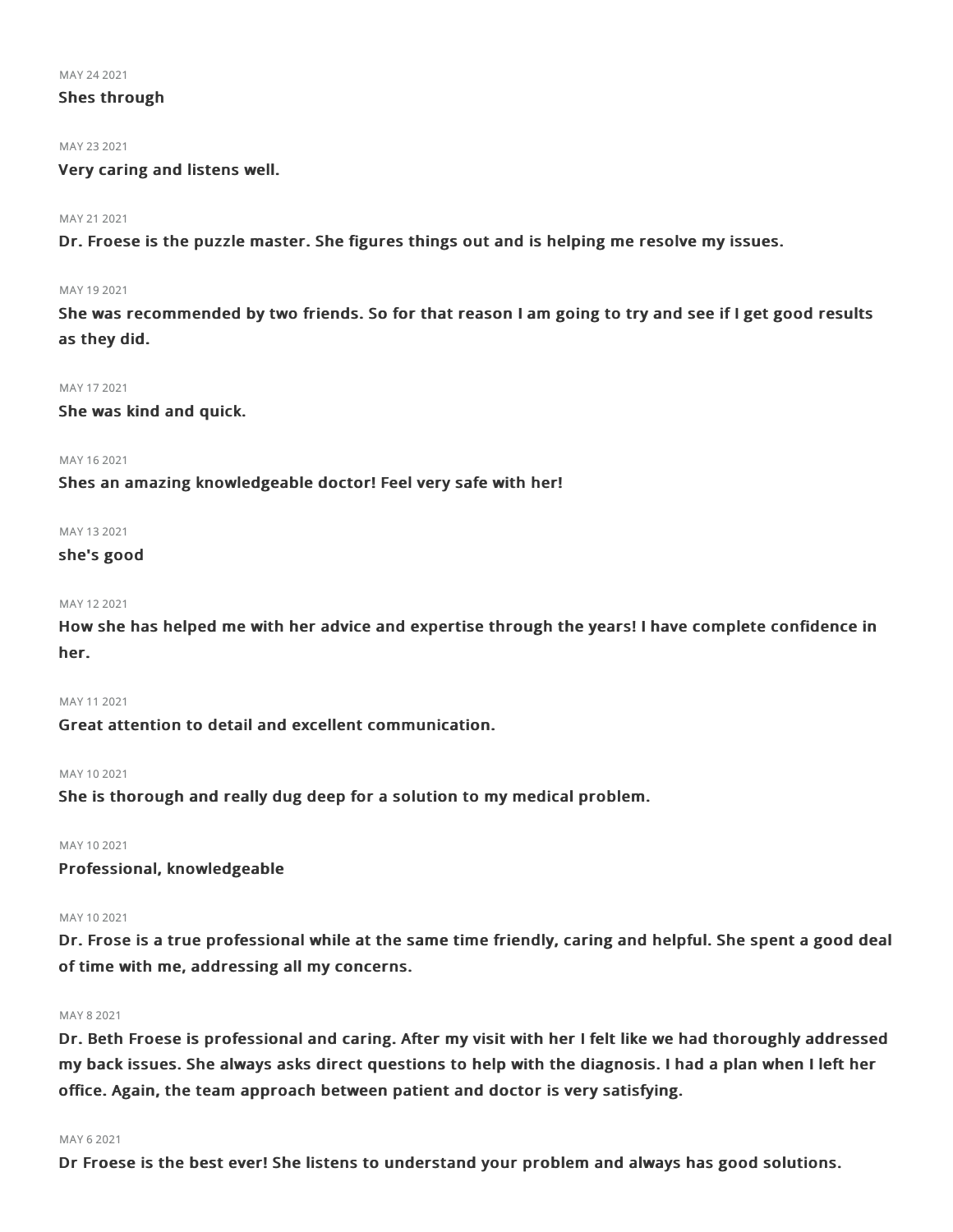MAY 24 2021

**Shes through**

MAY 23 2021

**Very caring and listens well.**

MAY 21 2021

**Dr. Froese is the puzzle master. She figures things out and is helping me resolve my issues.**

MAY 19 2021

**She was recommended by two friends. So for that reason I am going to try and see if I get good results as they did.**

MAY 17 2021

**She was kind and quick.**

MAY 16 2021

**Shes an amazing knowledgeable doctor! Feel very safe with her!**

MAY 13 2021

**she's good**

MAY 12 2021

**How she has helped me with her advice and expertise through the years! I have complete confidence in her.**

MAY 11 2021

**Great attention to detail and excellent communication.**

MAY 10 2021

**She is thorough and really dug deep for a solution to my medical problem.**

MAY 10 2021

**Professional, knowledgeable**

MAY 10 2021

**Dr. Frose is a true professional while at the same time friendly, caring and helpful. She spent a good deal of time with me, addressing all my concerns.**

MAY 8 2021

**Dr. Beth Froese is professional and caring. After my visit with her I felt like we had thoroughly addressed my back issues. She always asks direct questions to help with the diagnosis. I had a plan when I left her office. Again, the team approach between patient and doctor is very satisfying.**

MAY 6 2021

**Dr Froese is the best ever! She listens to understand your problem and always has good solutions.**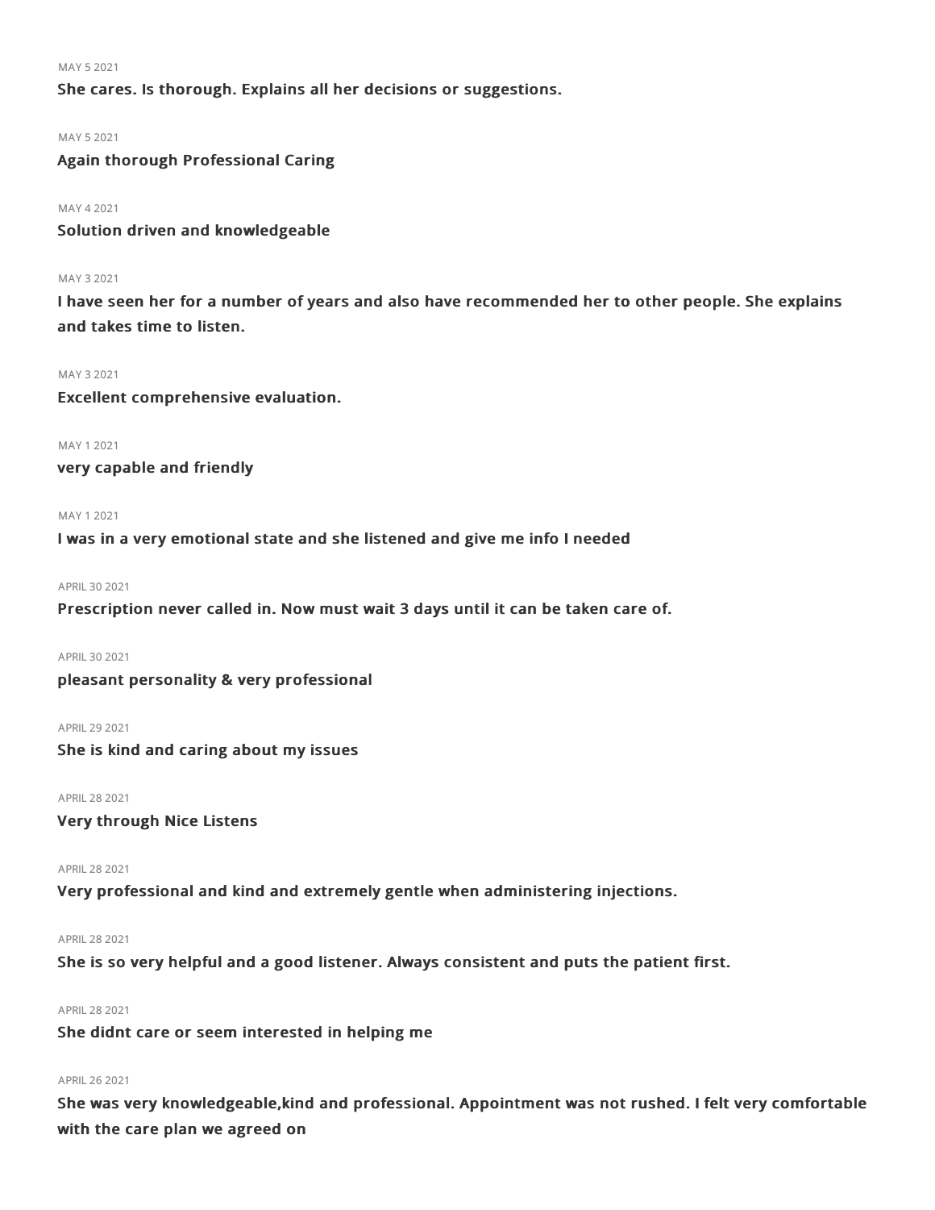MAY 5 2021

**She cares. Is thorough. Explains all her decisions or suggestions.**

MAY 5 2021

**Again thorough Professional Caring**

MAY 4 2021

**Solution driven and knowledgeable**

MAY 3 2021

**I have seen her for a number of years and also have recommended her to other people. She explains and takes time to listen.**

MAY 3 2021

**Excellent comprehensive evaluation.**

MAY 1 2021

**very capable and friendly**

MAY 1 2021

**I was in a very emotional state and she listened and give me info I needed**

APRIL 30 2021

**Prescription never called in. Now must wait 3 days until it can be taken care of.**

APRIL 30 2021

**pleasant personality & very professional**

APRIL 29 2021

**She is kind and caring about my issues**

APRIL 28 2021

**Very through Nice Listens**

APRIL 28 2021

**Very professional and kind and extremely gentle when administering injections.**

APRIL 28 2021

**She is so very helpful and a good listener. Always consistent and puts the patient first.**

APRIL 28 2021

**She didnt care or seem interested in helping me**

APRIL 26 2021

**She was very knowledgeable,kind and professional. Appointment was not rushed. I felt very comfortable with the care plan we agreed on**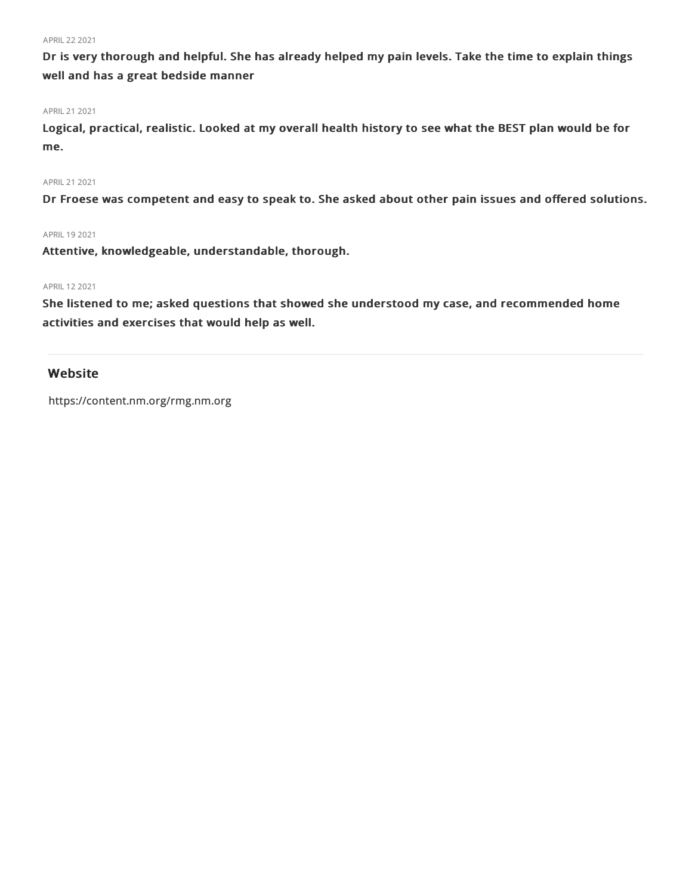APRIL 22 2021

**Dr is very thorough and helpful. She has already helped my pain levels. Take the time to explain things well and has a great bedside manner**

APRIL 21 2021

**Logical, practical, realistic. Looked at my overall health history to see what the BEST plan would be for me.**

APRIL 21 2021

**Dr Froese was competent and easy to speak to. She asked about other pain issues and offered solutions.**

APRIL 19 2021

**Attentive, knowledgeable, understandable, thorough.**

APRIL 12 2021

**She listened to me; asked questions that showed she understood my case, and recommended home activities and exercises that would help as well.**

## Website

https://content.nm.org/rmg.nm.org